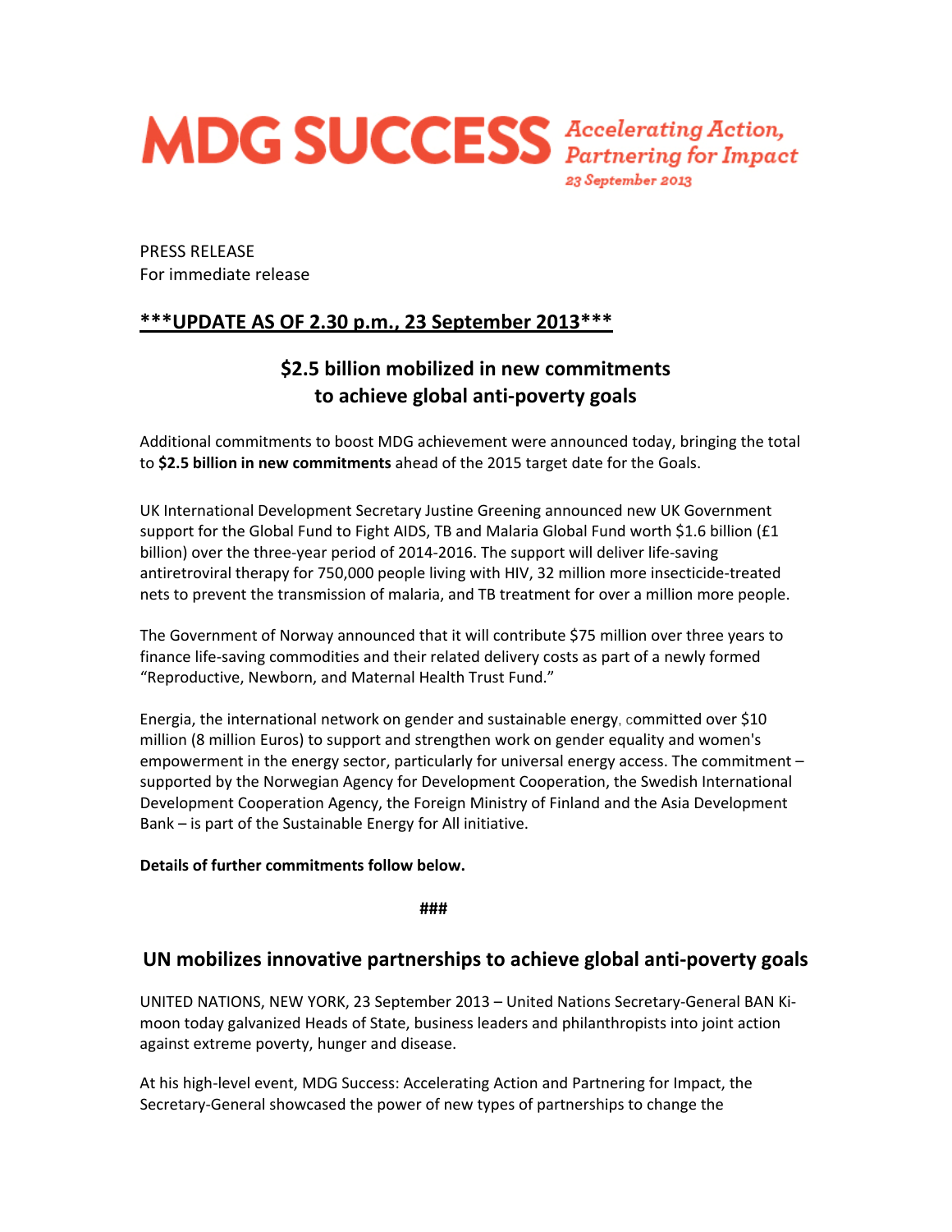# MDG SUCCESS

*Accelerating Action, Partnering for Impact*
*23 September 2013*

PRESS RELEASE
For immediate release

**\*\*\*UPDATE AS OF 2.30 p.m., 23 September 2013\*\*\***

## $2.5 billion mobilized in new commitments to achieve global anti-poverty goals

Additional commitments to boost MDG achievement were announced today, bringing the total to **$2.5 billion in new commitments** ahead of the 2015 target date for the Goals.

UK International Development Secretary Justine Greening announced new UK Government support for the Global Fund to Fight AIDS, TB and Malaria Global Fund worth $1.6 billion (£1 billion) over the three-year period of 2014-2016. The support will deliver life-saving antiretroviral therapy for 750,000 people living with HIV, 32 million more insecticide-treated nets to prevent the transmission of malaria, and TB treatment for over a million more people.

The Government of Norway announced that it will contribute $75 million over three years to finance life-saving commodities and their related delivery costs as part of a newly formed "Reproductive, Newborn, and Maternal Health Trust Fund."

Energia, the international network on gender and sustainable energy, committed over $10 million (8 million Euros) to support and strengthen work on gender equality and women's empowerment in the energy sector, particularly for universal energy access. The commitment – supported by the Norwegian Agency for Development Cooperation, the Swedish International Development Cooperation Agency, the Foreign Ministry of Finland and the Asia Development Bank – is part of the Sustainable Energy for All initiative.

**Details of further commitments follow below.**

###

## UN mobilizes innovative partnerships to achieve global anti-poverty goals

UNITED NATIONS, NEW YORK, 23 September 2013 – United Nations Secretary-General BAN Ki-moon today galvanized Heads of State, business leaders and philanthropists into joint action against extreme poverty, hunger and disease.

At his high-level event, MDG Success: Accelerating Action and Partnering for Impact, the Secretary-General showcased the power of new types of partnerships to change the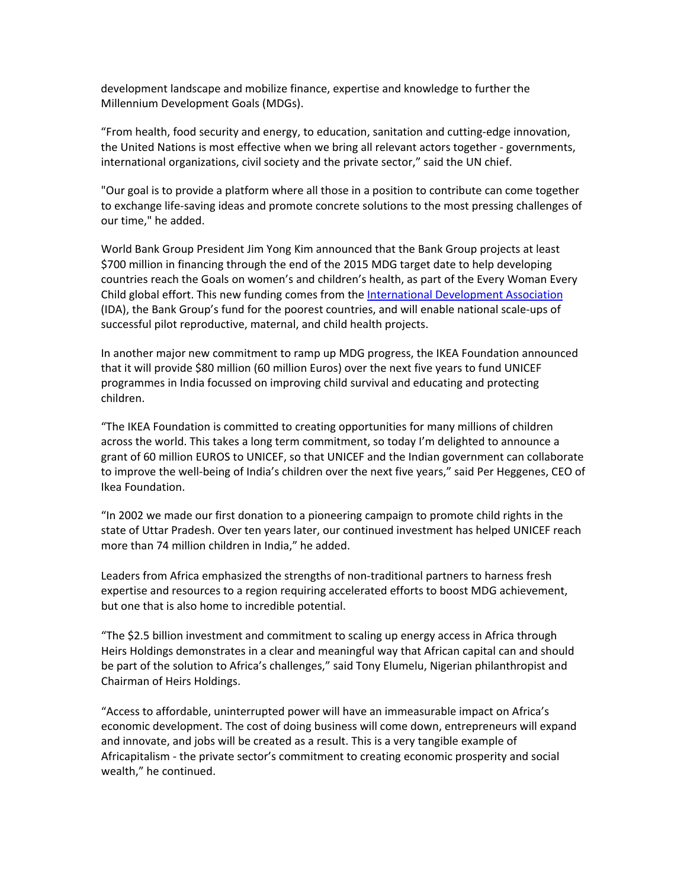development landscape and mobilize finance, expertise and knowledge to further the Millennium Development Goals (MDGs).

"From health, food security and energy, to education, sanitation and cutting-edge innovation, the United Nations is most effective when we bring all relevant actors together - governments, international organizations, civil society and the private sector," said the UN chief.

"Our goal is to provide a platform where all those in a position to contribute can come together to exchange life-saving ideas and promote concrete solutions to the most pressing challenges of our time," he added.

World Bank Group President Jim Yong Kim announced that the Bank Group projects at least $700 million in financing through the end of the 2015 MDG target date to help developing countries reach the Goals on women's and children's health, as part of the Every Woman Every Child global effort. This new funding comes from the [International Development Association](International Development Association) (IDA), the Bank Group's fund for the poorest countries, and will enable national scale-ups of successful pilot reproductive, maternal, and child health projects.

In another major new commitment to ramp up MDG progress, the IKEA Foundation announced that it will provide $80 million (60 million Euros) over the next five years to fund UNICEF programmes in India focussed on improving child survival and educating and protecting children.

"The IKEA Foundation is committed to creating opportunities for many millions of children across the world. This takes a long term commitment, so today I'm delighted to announce a grant of 60 million EUROS to UNICEF, so that UNICEF and the Indian government can collaborate to improve the well-being of India's children over the next five years," said Per Heggenes, CEO of Ikea Foundation.

"In 2002 we made our first donation to a pioneering campaign to promote child rights in the state of Uttar Pradesh. Over ten years later, our continued investment has helped UNICEF reach more than 74 million children in India," he added.

Leaders from Africa emphasized the strengths of non-traditional partners to harness fresh expertise and resources to a region requiring accelerated efforts to boost MDG achievement, but one that is also home to incredible potential.

"The $2.5 billion investment and commitment to scaling up energy access in Africa through Heirs Holdings demonstrates in a clear and meaningful way that African capital can and should be part of the solution to Africa's challenges," said Tony Elumelu, Nigerian philanthropist and Chairman of Heirs Holdings.

"Access to affordable, uninterrupted power will have an immeasurable impact on Africa's economic development. The cost of doing business will come down, entrepreneurs will expand and innovate, and jobs will be created as a result. This is a very tangible example of Africapitalism - the private sector's commitment to creating economic prosperity and social wealth," he continued.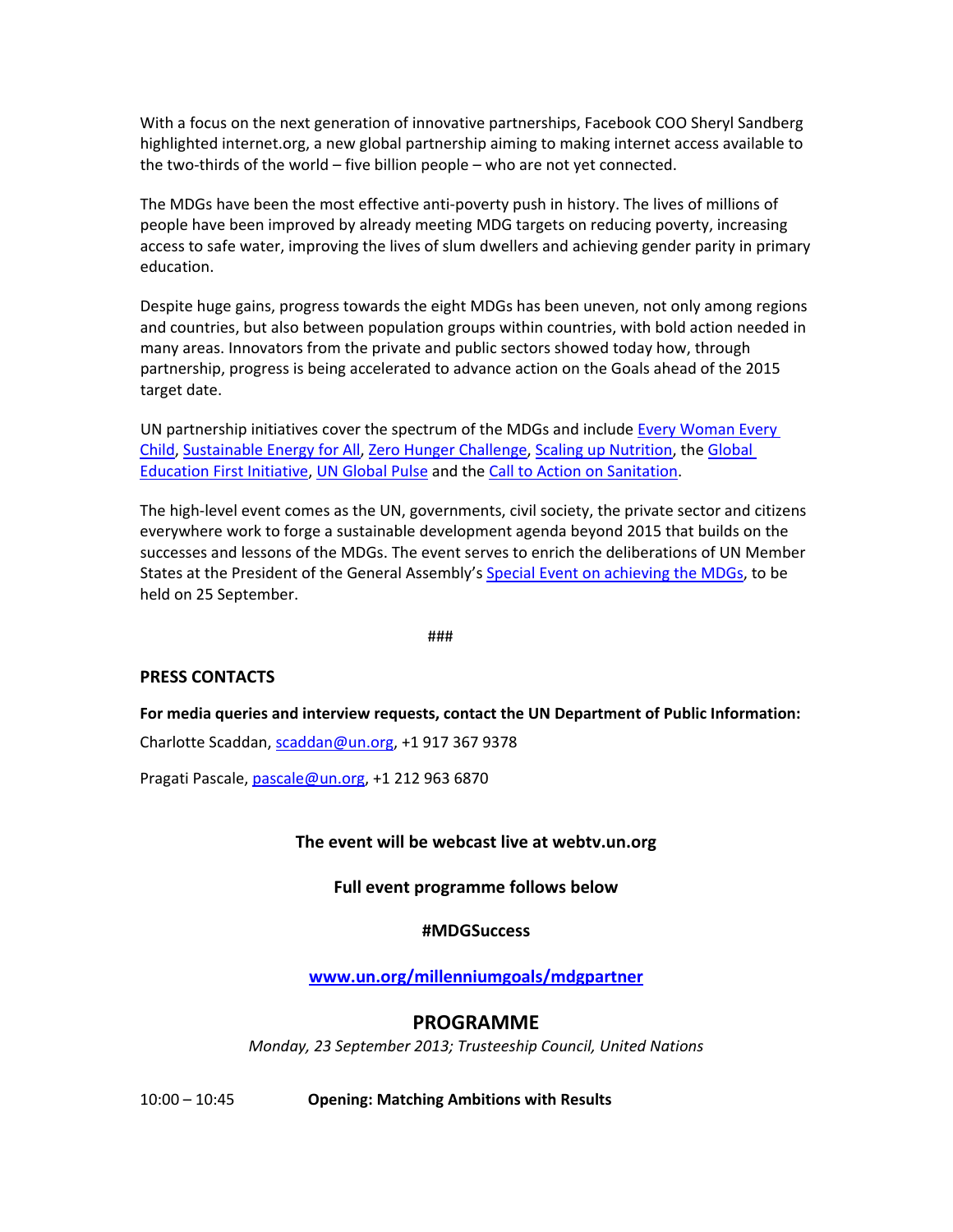With a focus on the next generation of innovative partnerships, Facebook COO Sheryl Sandberg highlighted internet.org, a new global partnership aiming to making internet access available to the two-thirds of the world – five billion people – who are not yet connected.

The MDGs have been the most effective anti-poverty push in history. The lives of millions of people have been improved by already meeting MDG targets on reducing poverty, increasing access to safe water, improving the lives of slum dwellers and achieving gender parity in primary education.

Despite huge gains, progress towards the eight MDGs has been uneven, not only among regions and countries, but also between population groups within countries, with bold action needed in many areas. Innovators from the private and public sectors showed today how, through partnership, progress is being accelerated to advance action on the Goals ahead of the 2015 target date.

UN partnership initiatives cover the spectrum of the MDGs and include Every Woman Every Child, Sustainable Energy for All, Zero Hunger Challenge, Scaling up Nutrition, the Global Education First Initiative, UN Global Pulse and the Call to Action on Sanitation.

The high-level event comes as the UN, governments, civil society, the private sector and citizens everywhere work to forge a sustainable development agenda beyond 2015 that builds on the successes and lessons of the MDGs. The event serves to enrich the deliberations of UN Member States at the President of the General Assembly's Special Event on achieving the MDGs, to be held on 25 September.

###

**PRESS CONTACTS**

**For media queries and interview requests, contact the UN Department of Public Information:**

Charlotte Scaddan, scaddan@un.org, +1 917 367 9378

Pragati Pascale, pascale@un.org, +1 212 963 6870

**The event will be webcast live at webtv.un.org**

**Full event programme follows below**

**#MDGSuccess**

**www.un.org/millenniumgoals/mdgpartner**

## PROGRAMME

*Monday, 23 September 2013; Trusteeship Council, United Nations*

10:00 – 10:45 **Opening: Matching Ambitions with Results**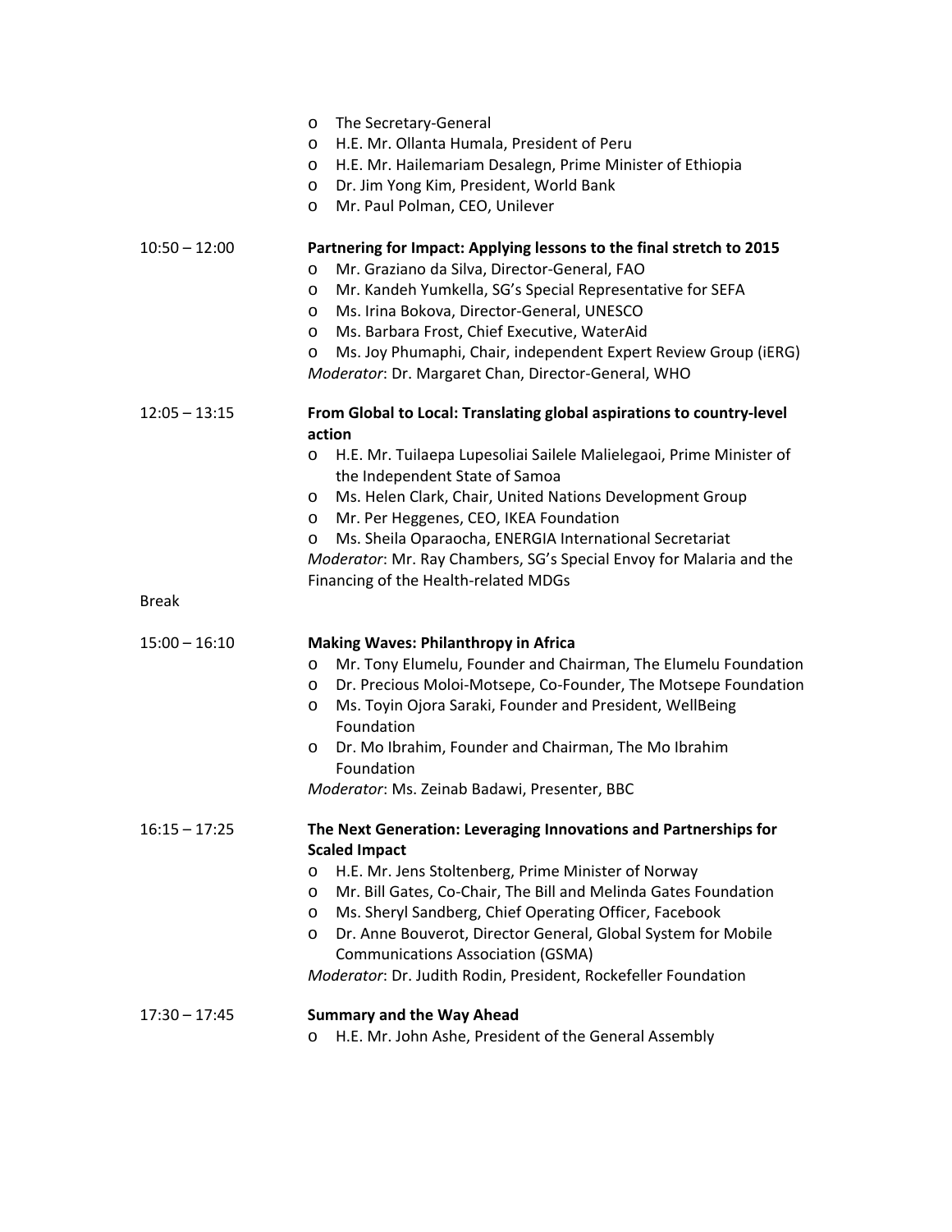- The Secretary-General
- H.E. Mr. Ollanta Humala, President of Peru
- H.E. Mr. Hailemariam Desalegn, Prime Minister of Ethiopia
- Dr. Jim Yong Kim, President, World Bank
- Mr. Paul Polman, CEO, Unilever

10:50 – 12:00 **Partnering for Impact: Applying lessons to the final stretch to 2015**

- Mr. Graziano da Silva, Director-General, FAO
- Mr. Kandeh Yumkella, SG's Special Representative for SEFA
- Ms. Irina Bokova, Director-General, UNESCO
- Ms. Barbara Frost, Chief Executive, WaterAid
- Ms. Joy Phumaphi, Chair, independent Expert Review Group (iERG)

*Moderator*: Dr. Margaret Chan, Director-General, WHO

12:05 – 13:15 **From Global to Local: Translating global aspirations to country-level action**

- H.E. Mr. Tuilaepa Lupesoliai Sailele Malielegaoi, Prime Minister of the Independent State of Samoa
- Ms. Helen Clark, Chair, United Nations Development Group
- Mr. Per Heggenes, CEO, IKEA Foundation
- Ms. Sheila Oparaocha, ENERGIA International Secretariat

*Moderator*: Mr. Ray Chambers, SG's Special Envoy for Malaria and the Financing of the Health-related MDGs

Break

15:00 – 16:10 **Making Waves: Philanthropy in Africa**

- Mr. Tony Elumelu, Founder and Chairman, The Elumelu Foundation
- Dr. Precious Moloi-Motsepe, Co-Founder, The Motsepe Foundation
- Ms. Toyin Ojora Saraki, Founder and President, WellBeing Foundation
- Dr. Mo Ibrahim, Founder and Chairman, The Mo Ibrahim Foundation

*Moderator*: Ms. Zeinab Badawi, Presenter, BBC

16:15 – 17:25 **The Next Generation: Leveraging Innovations and Partnerships for Scaled Impact**

- H.E. Mr. Jens Stoltenberg, Prime Minister of Norway
- Mr. Bill Gates, Co-Chair, The Bill and Melinda Gates Foundation
- Ms. Sheryl Sandberg, Chief Operating Officer, Facebook
- Dr. Anne Bouverot, Director General, Global System for Mobile Communications Association (GSMA)

*Moderator*: Dr. Judith Rodin, President, Rockefeller Foundation

17:30 – 17:45 **Summary and the Way Ahead**

- H.E. Mr. John Ashe, President of the General Assembly